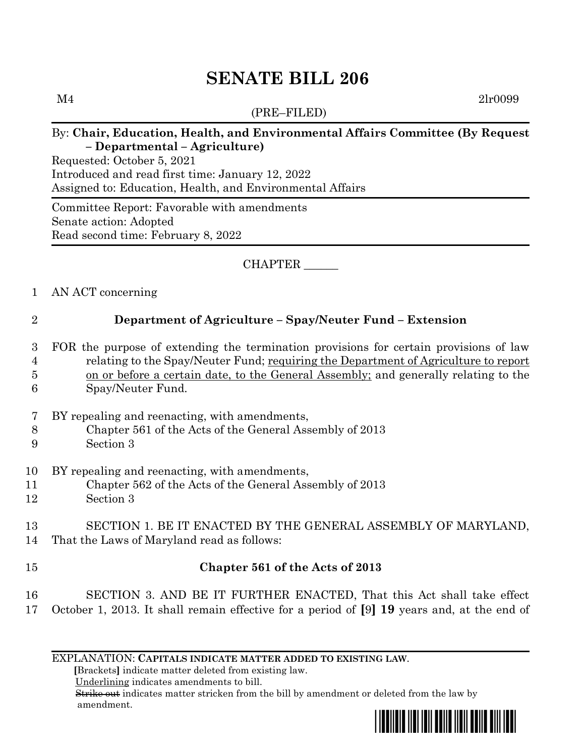# SENATE BILL 206

M4 2lr0099

(PRE–FILED)

By: **Chair, Education, Health, and Environmental Affairs Committee (By Request – Departmental – Agriculture)**

Requested: October 5, 2021
Introduced and read first time: January 12, 2022
Assigned to: Education, Health, and Environmental Affairs

Committee Report: Favorable with amendments
Senate action: Adopted
Read second time: February 8, 2022

CHAPTER ______

1 AN ACT concerning

2 **Department of Agriculture – Spay/Neuter Fund – Extension**

3 FOR the purpose of extending the termination provisions for certain provisions of law
4 relating to the Spay/Neuter Fund; <u>requiring the Department of Agriculture to report</u>
5 <u>on or before a certain date, to the General Assembly;</u> and generally relating to the
6 Spay/Neuter Fund.

7 BY repealing and reenacting, with amendments,
8 Chapter 561 of the Acts of the General Assembly of 2013
9 Section 3

10 BY repealing and reenacting, with amendments,
11 Chapter 562 of the Acts of the General Assembly of 2013
12 Section 3

13 SECTION 1. BE IT ENACTED BY THE GENERAL ASSEMBLY OF MARYLAND,
14 That the Laws of Maryland read as follows:

15 **Chapter 561 of the Acts of 2013**

16 SECTION 3. AND BE IT FURTHER ENACTED, That this Act shall take effect
17 October 1, 2013. It shall remain effective for a period of **[**9**]** **19** years and, at the end of

EXPLANATION: **CAPITALS INDICATE MATTER ADDED TO EXISTING LAW.**
**[**Brackets**]** indicate matter deleted from existing law.
<u>Underlining</u> indicates amendments to bill.
~~Strike out~~ indicates matter stricken from the bill by amendment or deleted from the law by amendment.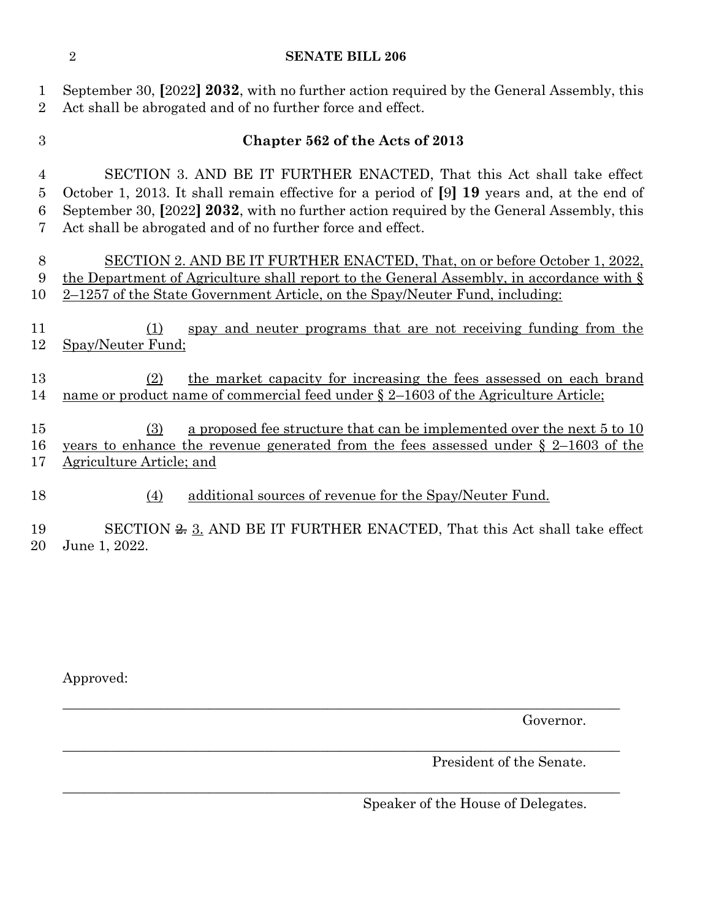September 30, [2022] **2032**, with no further action required by the General Assembly, this Act shall be abrogated and of no further force and effect.

**Chapter 562 of the Acts of 2013**

SECTION 3. AND BE IT FURTHER ENACTED, That this Act shall take effect October 1, 2013. It shall remain effective for a period of [9] **19** years and, at the end of September 30, [2022] **2032**, with no further action required by the General Assembly, this Act shall be abrogated and of no further force and effect.

<u>SECTION 2. AND BE IT FURTHER ENACTED, That, on or before October 1, 2022, the Department of Agriculture shall report to the General Assembly, in accordance with § 2–1257 of the State Government Article, on the Spay/Neuter Fund, including:</u>

<u>(1) spay and neuter programs that are not receiving funding from the Spay/Neuter Fund;</u>

<u>(2) the market capacity for increasing the fees assessed on each brand name or product name of commercial feed under § 2–1603 of the Agriculture Article;</u>

<u>(3) a proposed fee structure that can be implemented over the next 5 to 10 years to enhance the revenue generated from the fees assessed under § 2–1603 of the Agriculture Article; and</u>

<u>(4) additional sources of revenue for the Spay/Neuter Fund.</u>

SECTION ~~2.~~ <u>3.</u> AND BE IT FURTHER ENACTED, That this Act shall take effect June 1, 2022.

Approved:

\_\_\_\_\_\_\_\_\_\_\_\_\_\_\_\_\_\_\_\_\_\_\_\_\_\_\_\_\_\_\_\_\_\_\_\_\_\_\_\_\_\_\_\_\_\_\_\_\_\_\_\_\_\_\_\_\_\_\_\_\_\_\_\_\_\_\_\_\_\_\_\_\_\_\_\_\_\_\_\_\_\_\_\_

Governor.

\_\_\_\_\_\_\_\_\_\_\_\_\_\_\_\_\_\_\_\_\_\_\_\_\_\_\_\_\_\_\_\_\_\_\_\_\_\_\_\_\_\_\_\_\_\_\_\_\_\_\_\_\_\_\_\_\_\_\_\_\_\_\_\_\_\_\_\_\_\_\_\_\_\_\_\_\_\_\_\_\_\_\_\_

President of the Senate.

\_\_\_\_\_\_\_\_\_\_\_\_\_\_\_\_\_\_\_\_\_\_\_\_\_\_\_\_\_\_\_\_\_\_\_\_\_\_\_\_\_\_\_\_\_\_\_\_\_\_\_\_\_\_\_\_\_\_\_\_\_\_\_\_\_\_\_\_\_\_\_\_\_\_\_\_\_\_\_\_\_\_\_\_

Speaker of the House of Delegates.